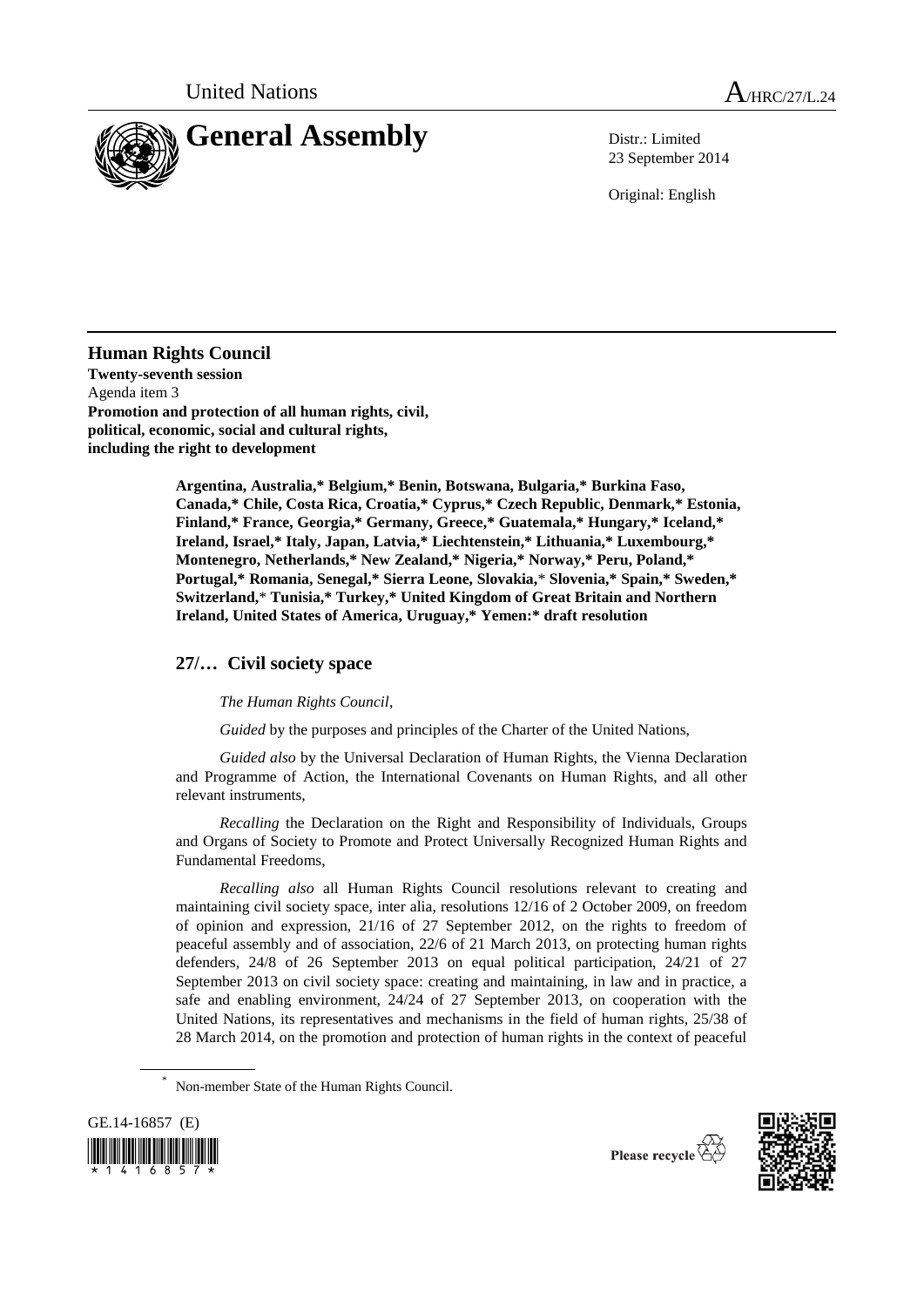United Nations

A/HRC/27/L.24

# General Assembly

Distr.: Limited
23 September 2014

Original: English

## Human Rights Council

**Twenty-seventh session**
Agenda item 3
**Promotion and protection of all human rights, civil, political, economic, social and cultural rights, including the right to development**

**Argentina, Australia,* Belgium,* Benin, Botswana, Bulgaria,* Burkina Faso, Canada,* Chile, Costa Rica, Croatia,* Cyprus,* Czech Republic, Denmark,* Estonia, Finland,* France, Georgia,* Germany, Greece,* Guatemala,* Hungary,* Iceland,* Ireland, Israel,* Italy, Japan, Latvia,* Liechtenstein,* Lithuania,* Luxembourg,* Montenegro, Netherlands,* New Zealand,* Nigeria,* Norway,* Peru, Poland,* Portugal,* Romania, Senegal,* Sierra Leone, Slovakia,* Slovenia,* Spain,* Sweden,* Switzerland,* Tunisia,* Turkey,* United Kingdom of Great Britain and Northern Ireland, United States of America, Uruguay,* Yemen:* draft resolution**

### 27/… Civil society space

*The Human Rights Council*,

*Guided* by the purposes and principles of the Charter of the United Nations,

*Guided also* by the Universal Declaration of Human Rights, the Vienna Declaration and Programme of Action, the International Covenants on Human Rights, and all other relevant instruments,

*Recalling* the Declaration on the Right and Responsibility of Individuals, Groups and Organs of Society to Promote and Protect Universally Recognized Human Rights and Fundamental Freedoms,

*Recalling also* all Human Rights Council resolutions relevant to creating and maintaining civil society space, inter alia, resolutions 12/16 of 2 October 2009, on freedom of opinion and expression, 21/16 of 27 September 2012, on the rights to freedom of peaceful assembly and of association, 22/6 of 21 March 2013, on protecting human rights defenders, 24/8 of 26 September 2013 on equal political participation, 24/21 of 27 September 2013 on civil society space: creating and maintaining, in law and in practice, a safe and enabling environment, 24/24 of 27 September 2013, on cooperation with the United Nations, its representatives and mechanisms in the field of human rights, 25/38 of 28 March 2014, on the promotion and protection of human rights in the context of peaceful

\* Non-member State of the Human Rights Council.

GE.14-16857 (E)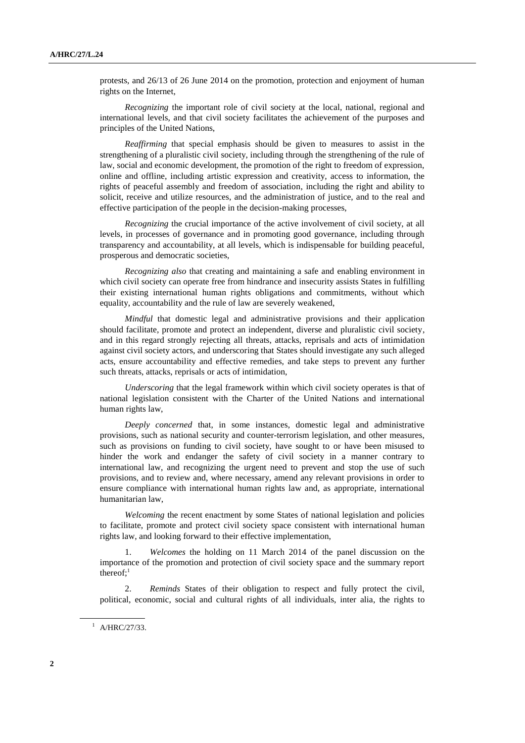protests, and 26/13 of 26 June 2014 on the promotion, protection and enjoyment of human rights on the Internet,

*Recognizing* the important role of civil society at the local, national, regional and international levels, and that civil society facilitates the achievement of the purposes and principles of the United Nations,

*Reaffirming* that special emphasis should be given to measures to assist in the strengthening of a pluralistic civil society, including through the strengthening of the rule of law, social and economic development, the promotion of the right to freedom of expression, online and offline, including artistic expression and creativity, access to information, the rights of peaceful assembly and freedom of association, including the right and ability to solicit, receive and utilize resources, and the administration of justice, and to the real and effective participation of the people in the decision-making processes,

*Recognizing* the crucial importance of the active involvement of civil society, at all levels, in processes of governance and in promoting good governance, including through transparency and accountability, at all levels, which is indispensable for building peaceful, prosperous and democratic societies,

*Recognizing also* that creating and maintaining a safe and enabling environment in which civil society can operate free from hindrance and insecurity assists States in fulfilling their existing international human rights obligations and commitments, without which equality, accountability and the rule of law are severely weakened,

*Mindful* that domestic legal and administrative provisions and their application should facilitate, promote and protect an independent, diverse and pluralistic civil society, and in this regard strongly rejecting all threats, attacks, reprisals and acts of intimidation against civil society actors, and underscoring that States should investigate any such alleged acts, ensure accountability and effective remedies, and take steps to prevent any further such threats, attacks, reprisals or acts of intimidation,

*Underscoring* that the legal framework within which civil society operates is that of national legislation consistent with the Charter of the United Nations and international human rights law,

*Deeply concerned* that, in some instances, domestic legal and administrative provisions, such as national security and counter-terrorism legislation, and other measures, such as provisions on funding to civil society, have sought to or have been misused to hinder the work and endanger the safety of civil society in a manner contrary to international law, and recognizing the urgent need to prevent and stop the use of such provisions, and to review and, where necessary, amend any relevant provisions in order to ensure compliance with international human rights law and, as appropriate, international humanitarian law,

*Welcoming* the recent enactment by some States of national legislation and policies to facilitate, promote and protect civil society space consistent with international human rights law, and looking forward to their effective implementation,

1. *Welcomes* the holding on 11 March 2014 of the panel discussion on the importance of the promotion and protection of civil society space and the summary report thereof;[1]

2. *Reminds* States of their obligation to respect and fully protect the civil, political, economic, social and cultural rights of all individuals, inter alia, the rights to

[1] A/HRC/27/33.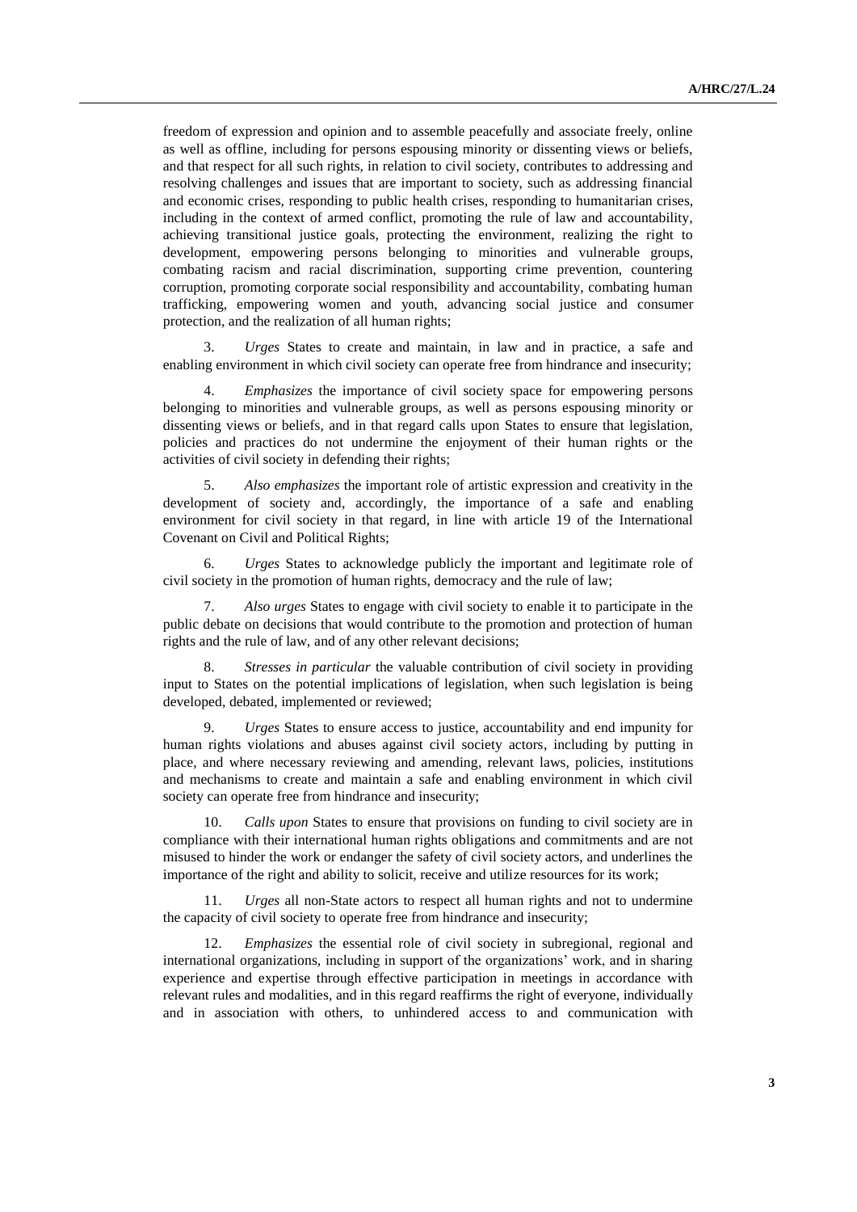freedom of expression and opinion and to assemble peacefully and associate freely, online as well as offline, including for persons espousing minority or dissenting views or beliefs, and that respect for all such rights, in relation to civil society, contributes to addressing and resolving challenges and issues that are important to society, such as addressing financial and economic crises, responding to public health crises, responding to humanitarian crises, including in the context of armed conflict, promoting the rule of law and accountability, achieving transitional justice goals, protecting the environment, realizing the right to development, empowering persons belonging to minorities and vulnerable groups, combating racism and racial discrimination, supporting crime prevention, countering corruption, promoting corporate social responsibility and accountability, combating human trafficking, empowering women and youth, advancing social justice and consumer protection, and the realization of all human rights;

3. *Urges* States to create and maintain, in law and in practice, a safe and enabling environment in which civil society can operate free from hindrance and insecurity;

4. *Emphasizes* the importance of civil society space for empowering persons belonging to minorities and vulnerable groups, as well as persons espousing minority or dissenting views or beliefs, and in that regard calls upon States to ensure that legislation, policies and practices do not undermine the enjoyment of their human rights or the activities of civil society in defending their rights;

5. *Also emphasizes* the important role of artistic expression and creativity in the development of society and, accordingly, the importance of a safe and enabling environment for civil society in that regard, in line with article 19 of the International Covenant on Civil and Political Rights;

6. *Urges* States to acknowledge publicly the important and legitimate role of civil society in the promotion of human rights, democracy and the rule of law;

7. *Also urges* States to engage with civil society to enable it to participate in the public debate on decisions that would contribute to the promotion and protection of human rights and the rule of law, and of any other relevant decisions;

8. *Stresses in particular* the valuable contribution of civil society in providing input to States on the potential implications of legislation, when such legislation is being developed, debated, implemented or reviewed;

9. *Urges* States to ensure access to justice, accountability and end impunity for human rights violations and abuses against civil society actors, including by putting in place, and where necessary reviewing and amending, relevant laws, policies, institutions and mechanisms to create and maintain a safe and enabling environment in which civil society can operate free from hindrance and insecurity;

10. *Calls upon* States to ensure that provisions on funding to civil society are in compliance with their international human rights obligations and commitments and are not misused to hinder the work or endanger the safety of civil society actors, and underlines the importance of the right and ability to solicit, receive and utilize resources for its work;

11. *Urges* all non-State actors to respect all human rights and not to undermine the capacity of civil society to operate free from hindrance and insecurity;

12. *Emphasizes* the essential role of civil society in subregional, regional and international organizations, including in support of the organizations' work, and in sharing experience and expertise through effective participation in meetings in accordance with relevant rules and modalities, and in this regard reaffirms the right of everyone, individually and in association with others, to unhindered access to and communication with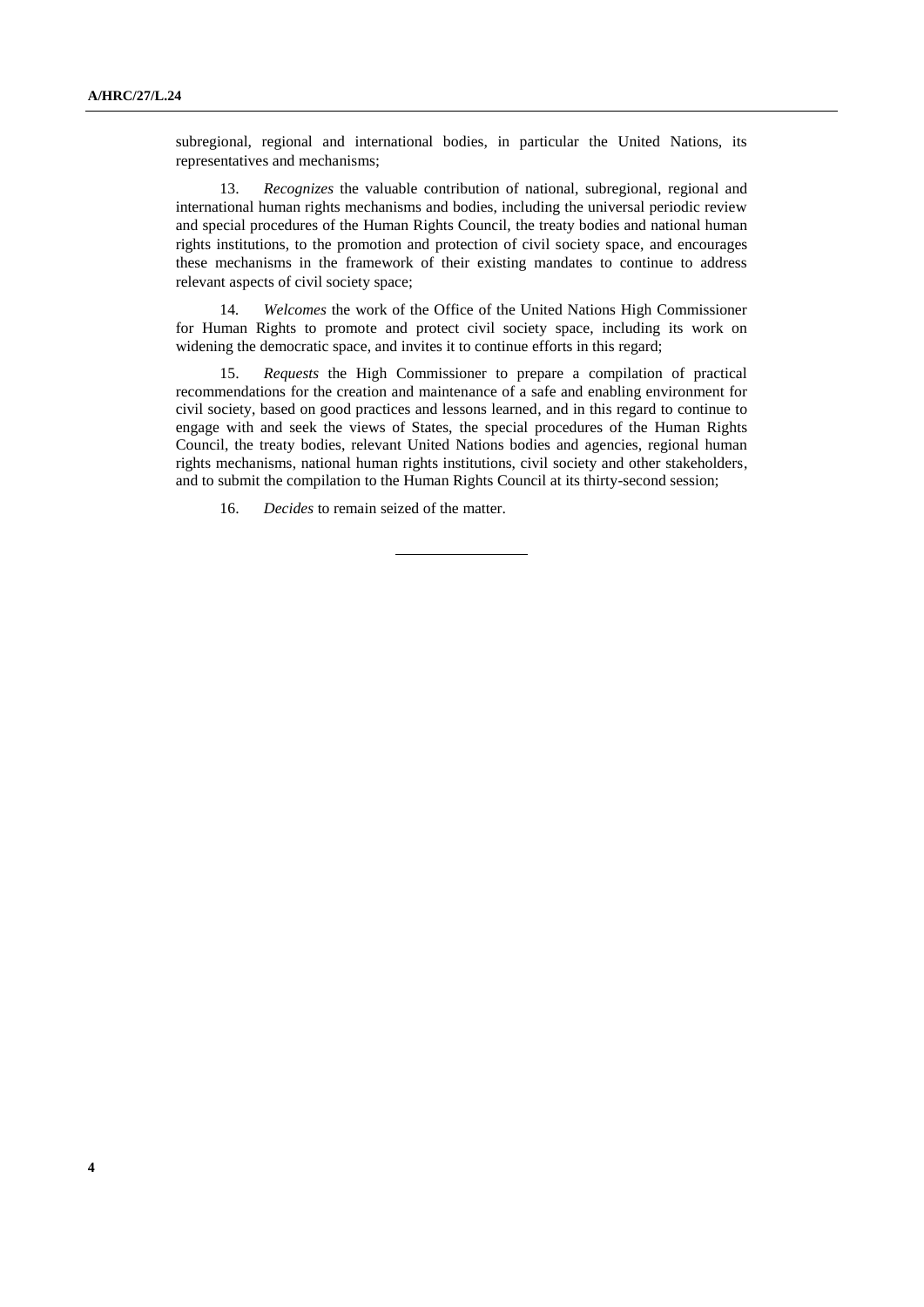subregional, regional and international bodies, in particular the United Nations, its representatives and mechanisms;

13. *Recognizes* the valuable contribution of national, subregional, regional and international human rights mechanisms and bodies, including the universal periodic review and special procedures of the Human Rights Council, the treaty bodies and national human rights institutions, to the promotion and protection of civil society space, and encourages these mechanisms in the framework of their existing mandates to continue to address relevant aspects of civil society space;

14. *Welcomes* the work of the Office of the United Nations High Commissioner for Human Rights to promote and protect civil society space, including its work on widening the democratic space, and invites it to continue efforts in this regard;

15. *Requests* the High Commissioner to prepare a compilation of practical recommendations for the creation and maintenance of a safe and enabling environment for civil society, based on good practices and lessons learned, and in this regard to continue to engage with and seek the views of States, the special procedures of the Human Rights Council, the treaty bodies, relevant United Nations bodies and agencies, regional human rights mechanisms, national human rights institutions, civil society and other stakeholders, and to submit the compilation to the Human Rights Council at its thirty-second session;

16. *Decides* to remain seized of the matter.